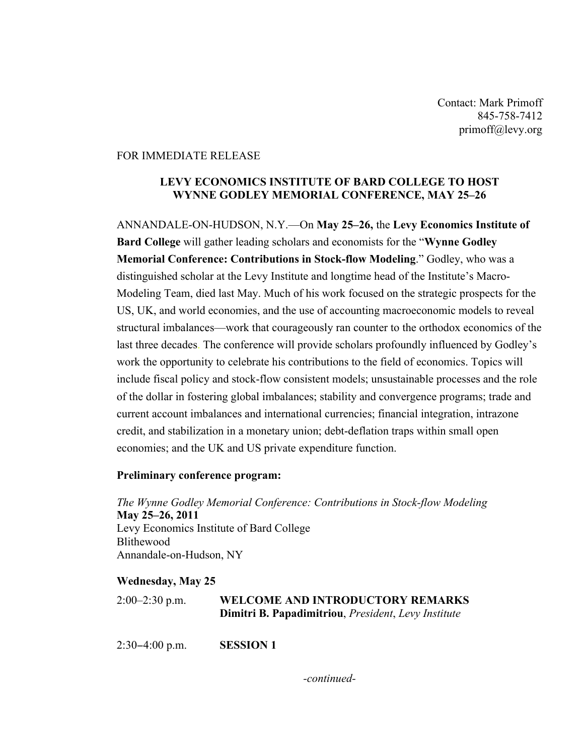Contact: Mark Primoff
845-758-7412
primoff@levy.org

FOR IMMEDIATE RELEASE

**LEVY ECONOMICS INSTITUTE OF BARD COLLEGE TO HOST WYNNE GODLEY MEMORIAL CONFERENCE, MAY 25–26**

ANNANDALE-ON-HUDSON, N.Y.—On **May 25–26,** the **Levy Economics Institute of Bard College** will gather leading scholars and economists for the "**Wynne Godley Memorial Conference: Contributions in Stock-flow Modeling**." Godley, who was a distinguished scholar at the Levy Institute and longtime head of the Institute's Macro-Modeling Team, died last May. Much of his work focused on the strategic prospects for the US, UK, and world economies, and the use of accounting macroeconomic models to reveal structural imbalances—work that courageously ran counter to the orthodox economics of the last three decades. The conference will provide scholars profoundly influenced by Godley's work the opportunity to celebrate his contributions to the field of economics. Topics will include fiscal policy and stock-flow consistent models; unsustainable processes and the role of the dollar in fostering global imbalances; stability and convergence programs; trade and current account imbalances and international currencies; financial integration, intrazone credit, and stabilization in a monetary union; debt-deflation traps within small open economies; and the UK and US private expenditure function.

**Preliminary conference program:**

*The Wynne Godley Memorial Conference: Contributions in Stock-flow Modeling*
**May 25–26, 2011**
Levy Economics Institute of Bard College
Blithewood
Annandale-on-Hudson, NY

**Wednesday, May 25**

2:00–2:30 p.m. **WELCOME AND INTRODUCTORY REMARKS**
**Dimitri B. Papadimitriou**, *President*, *Levy Institute*

2:30–4:00 p.m. **SESSION 1**

*-continued-*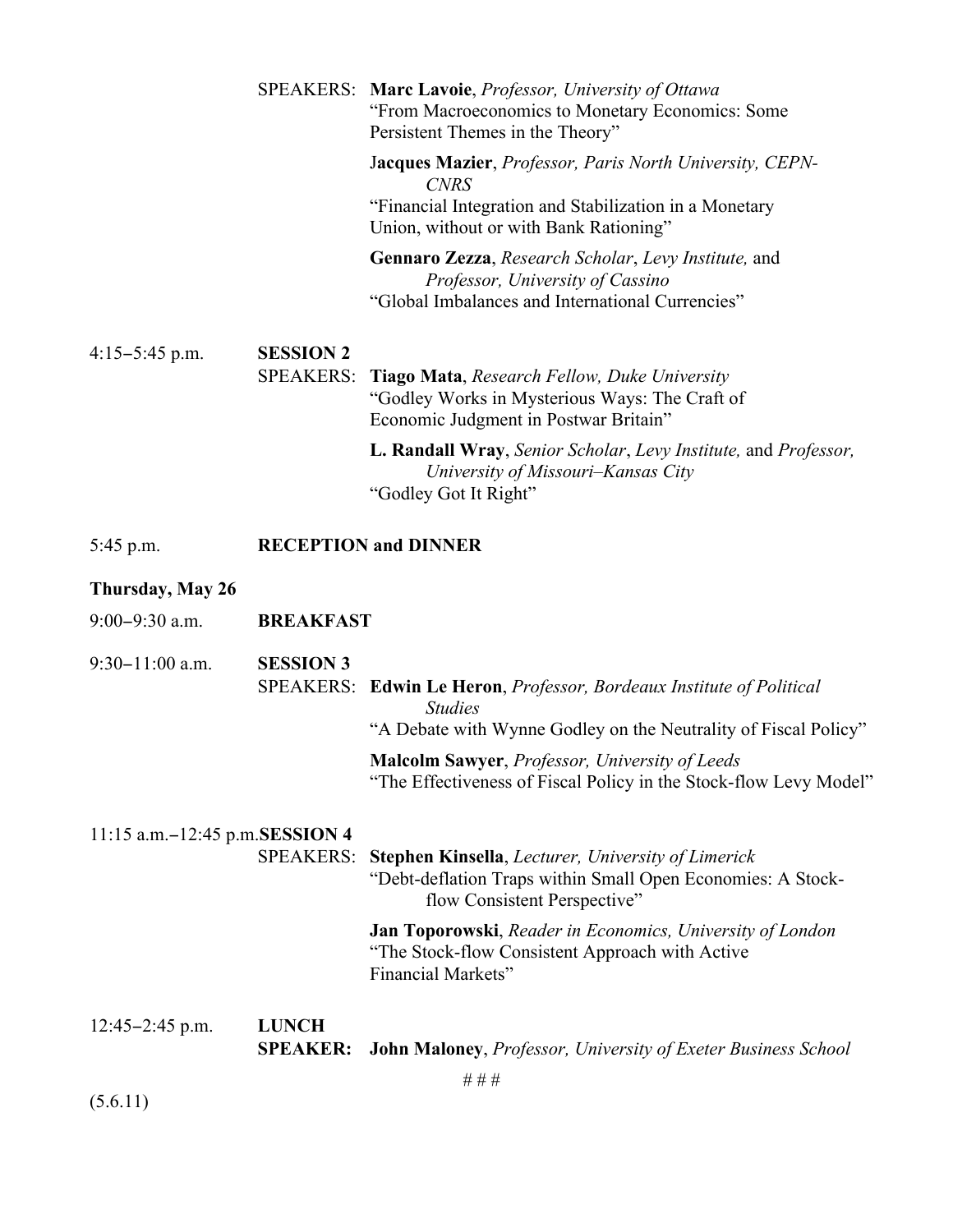SPEAKERS: **Marc Lavoie**, *Professor, University of Ottawa*
"From Macroeconomics to Monetary Economics: Some Persistent Themes in the Theory"

**Jacques Mazier**, *Professor, Paris North University, CEPN-CNRS*
"Financial Integration and Stabilization in a Monetary Union, without or with Bank Rationing"

**Gennaro Zezza**, *Research Scholar*, *Levy Institute,* and *Professor, University of Cassino*
"Global Imbalances and International Currencies"

4:15–5:45 p.m. **SESSION 2**

SPEAKERS: **Tiago Mata**, *Research Fellow, Duke University*
"Godley Works in Mysterious Ways: The Craft of Economic Judgment in Postwar Britain"

**L. Randall Wray**, *Senior Scholar*, *Levy Institute,* and *Professor, University of Missouri–Kansas City*
"Godley Got It Right"

5:45 p.m. **RECEPTION and DINNER**

**Thursday, May 26**

9:00–9:30 a.m. **BREAKFAST**

9:30–11:00 a.m. **SESSION 3**

SPEAKERS: **Edwin Le Heron**, *Professor, Bordeaux Institute of Political Studies*
"A Debate with Wynne Godley on the Neutrality of Fiscal Policy"

**Malcolm Sawyer**, *Professor, University of Leeds*
"The Effectiveness of Fiscal Policy in the Stock-flow Levy Model"

11:15 a.m.–12:45 p.m. **SESSION 4**

SPEAKERS: **Stephen Kinsella**, *Lecturer, University of Limerick*
"Debt-deflation Traps within Small Open Economies: A Stock-flow Consistent Perspective"

**Jan Toporowski**, *Reader in Economics, University of London*
"The Stock-flow Consistent Approach with Active Financial Markets"

12:45–2:45 p.m. **LUNCH**

**SPEAKER:** **John Maloney**, *Professor, University of Exeter Business School*

# # #

(5.6.11)